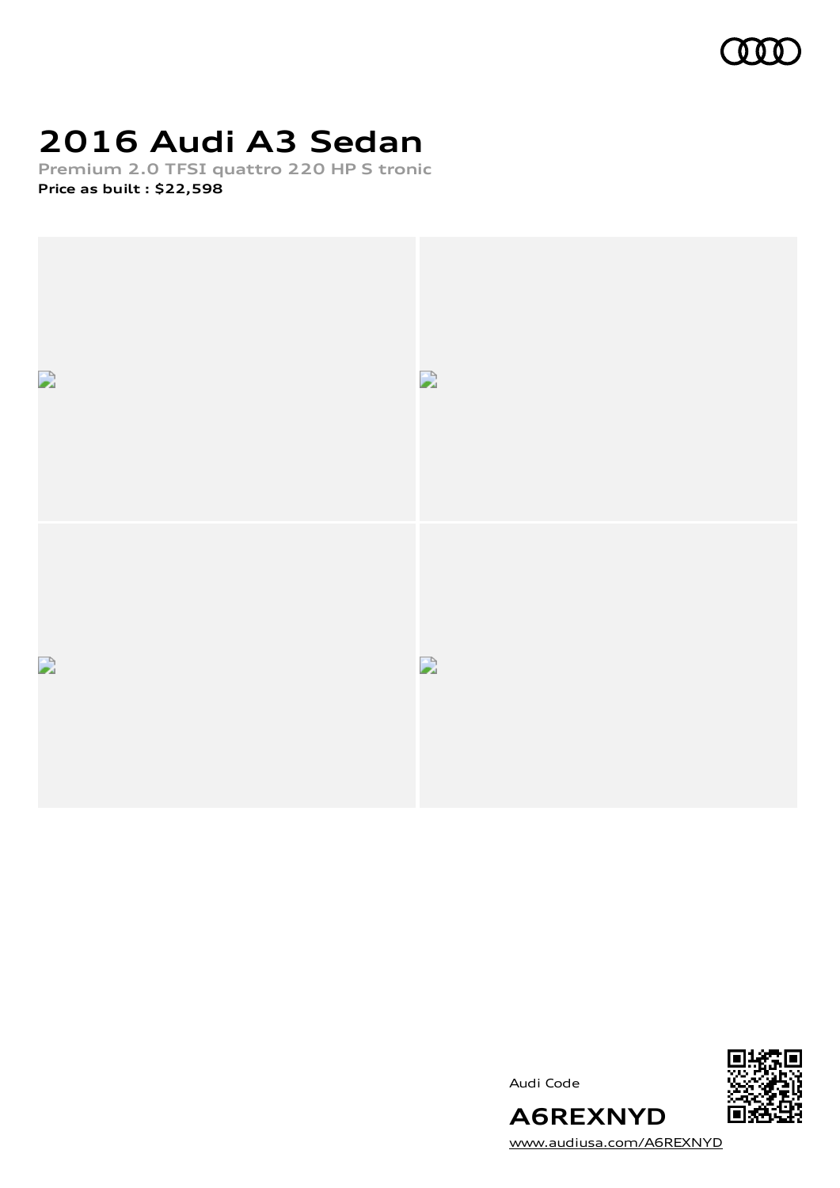# 2016 Audi A3 Sedan

**Premium 2.0 TFSI quattro 220 HP S tronic**

**Price as built : $22,598**

Audi Code

**A6REXNYD**

www.audiusa.com/A6REXNYD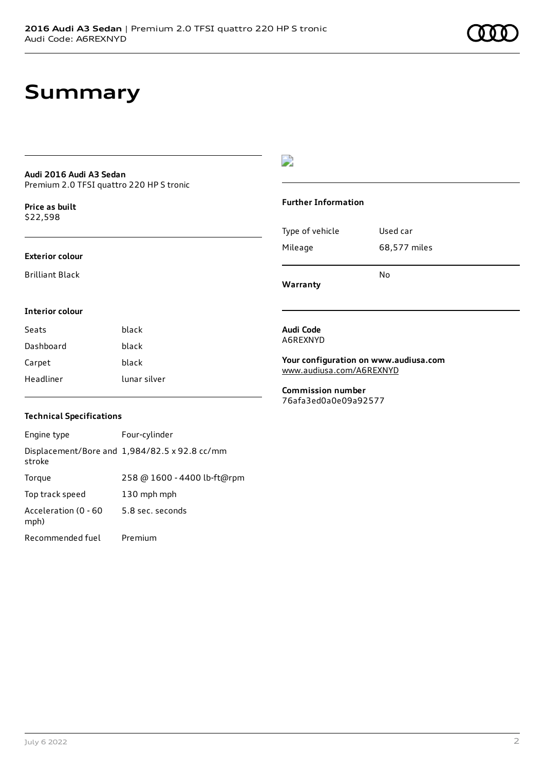# Summary

**Audi 2016 Audi A3 Sedan**
Premium 2.0 TFSI quattro 220 HP S tronic

**Price as built**
$22,598

### Exterior colour

Brilliant Black

### Interior colour

| Seats | black |
| --- | --- |
| Dashboard | black |
| Carpet | black |
| Headliner | lunar silver |

### Technical Specifications

| Engine type | Four-cylinder |
| --- | --- |
| Displacement/Bore and stroke | 1,984/82.5 x 92.8 cc/mm |
| Torque | 258 @ 1600 - 4400 lb-ft@rpm |
| Top track speed | 130 mph mph |
| Acceleration (0 - 60 mph) | 5.8 sec. seconds |
| Recommended fuel | Premium |

### Further Information

| Type of vehicle | Used car |
| --- | --- |
| Mileage | 68,577 miles |
| **Warranty** | No |

**Audi Code**
A6REXNYD

**Your configuration on www.audiusa.com**
www.audiusa.com/A6REXNYD

**Commission number**
76afa3ed0a0e09a92577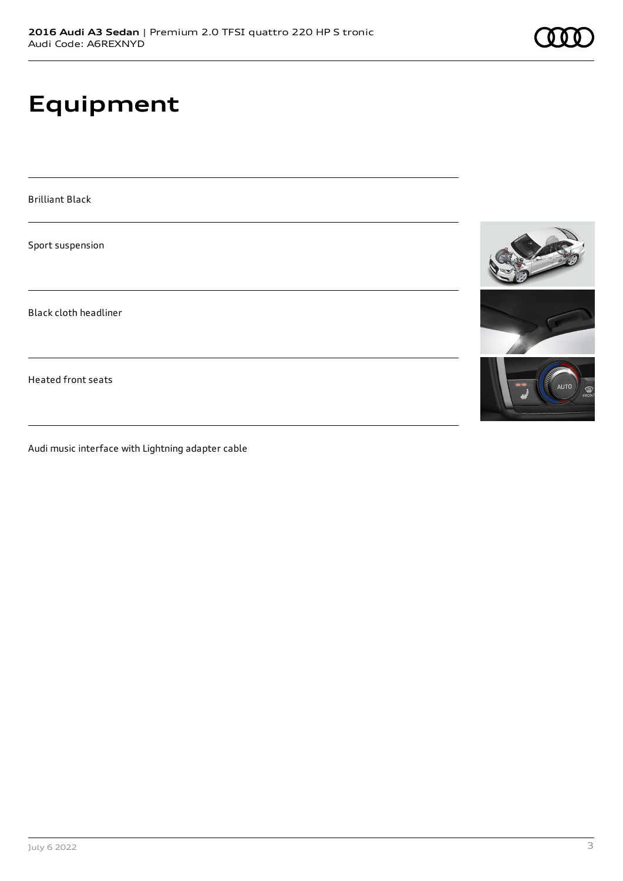# Equipment

Brilliant Black

Sport suspension

Black cloth headliner

Heated front seats

Audi music interface with Lightning adapter cable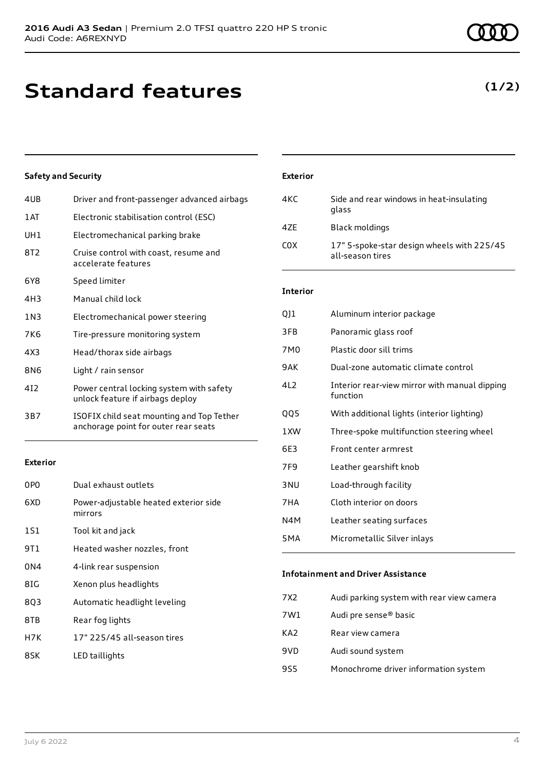# Standard features

(1/2)

### Safety and Security

| | |
|---|---|
| 4UB | Driver and front-passenger advanced airbags |
| 1AT | Electronic stabilisation control (ESC) |
| UH1 | Electromechanical parking brake |
| 8T2 | Cruise control with coast, resume and accelerate features |
| 6Y8 | Speed limiter |
| 4H3 | Manual child lock |
| 1N3 | Electromechanical power steering |
| 7K6 | Tire-pressure monitoring system |
| 4X3 | Head/thorax side airbags |
| 8N6 | Light / rain sensor |
| 4I2 | Power central locking system with safety unlock feature if airbags deploy |
| 3B7 | ISOFIX child seat mounting and Top Tether anchorage point for outer rear seats |

### Exterior

| | |
|---|---|
| 0P0 | Dual exhaust outlets |
| 6XD | Power-adjustable heated exterior side mirrors |
| 1S1 | Tool kit and jack |
| 9T1 | Heated washer nozzles, front |
| 0N4 | 4-link rear suspension |
| 8IG | Xenon plus headlights |
| 8Q3 | Automatic headlight leveling |
| 8TB | Rear fog lights |
| H7K | 17" 225/45 all-season tires |
| 8SK | LED taillights |

### Exterior

| | |
|---|---|
| 4KC | Side and rear windows in heat-insulating glass |
| 4ZE | Black moldings |
| C0X | 17" 5-spoke-star design wheels with 225/45 all-season tires |

### Interior

| | |
|---|---|
| QJ1 | Aluminum interior package |
| 3FB | Panoramic glass roof |
| 7M0 | Plastic door sill trims |
| 9AK | Dual-zone automatic climate control |
| 4L2 | Interior rear-view mirror with manual dipping function |
| QQ5 | With additional lights (interior lighting) |
| 1XW | Three-spoke multifunction steering wheel |
| 6E3 | Front center armrest |
| 7F9 | Leather gearshift knob |
| 3NU | Load-through facility |
| 7HA | Cloth interior on doors |
| N4M | Leather seating surfaces |
| 5MA | Micrometallic Silver inlays |

### Infotainment and Driver Assistance

| | |
|---|---|
| 7X2 | Audi parking system with rear view camera |
| 7W1 | Audi pre sense® basic |
| KA2 | Rear view camera |
| 9VD | Audi sound system |
| 9S5 | Monochrome driver information system |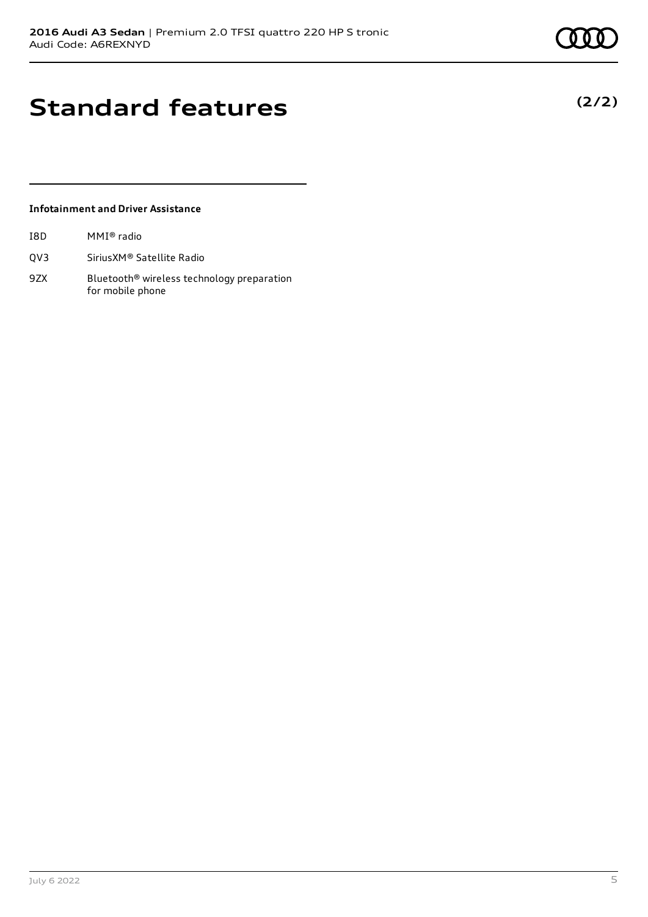# Standard features

**(2/2)**

**Infotainment and Driver Assistance**

| | |
|---|---|
| I8D | MMI® radio |
| QV3 | SiriusXM® Satellite Radio |
| 9ZX | Bluetooth® wireless technology preparation for mobile phone |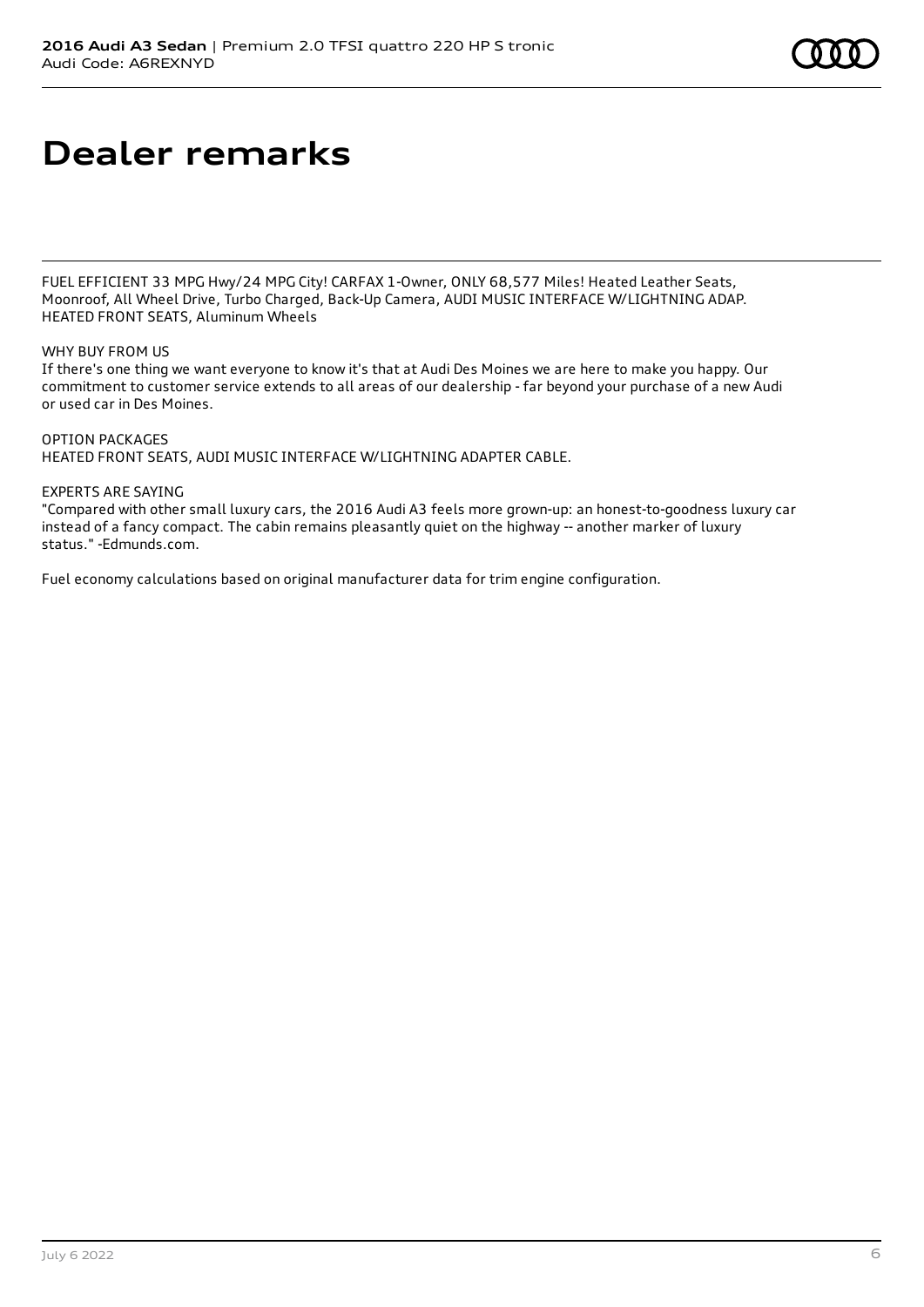# Dealer remarks

FUEL EFFICIENT 33 MPG Hwy/24 MPG City! CARFAX 1-Owner, ONLY 68,577 Miles! Heated Leather Seats, Moonroof, All Wheel Drive, Turbo Charged, Back-Up Camera, AUDI MUSIC INTERFACE W/LIGHTNING ADAP. HEATED FRONT SEATS, Aluminum Wheels

WHY BUY FROM US
If there's one thing we want everyone to know it's that at Audi Des Moines we are here to make you happy. Our commitment to customer service extends to all areas of our dealership - far beyond your purchase of a new Audi or used car in Des Moines.

OPTION PACKAGES
HEATED FRONT SEATS, AUDI MUSIC INTERFACE W/LIGHTNING ADAPTER CABLE.

EXPERTS ARE SAYING
"Compared with other small luxury cars, the 2016 Audi A3 feels more grown-up: an honest-to-goodness luxury car instead of a fancy compact. The cabin remains pleasantly quiet on the highway -- another marker of luxury status." -Edmunds.com.

Fuel economy calculations based on original manufacturer data for trim engine configuration.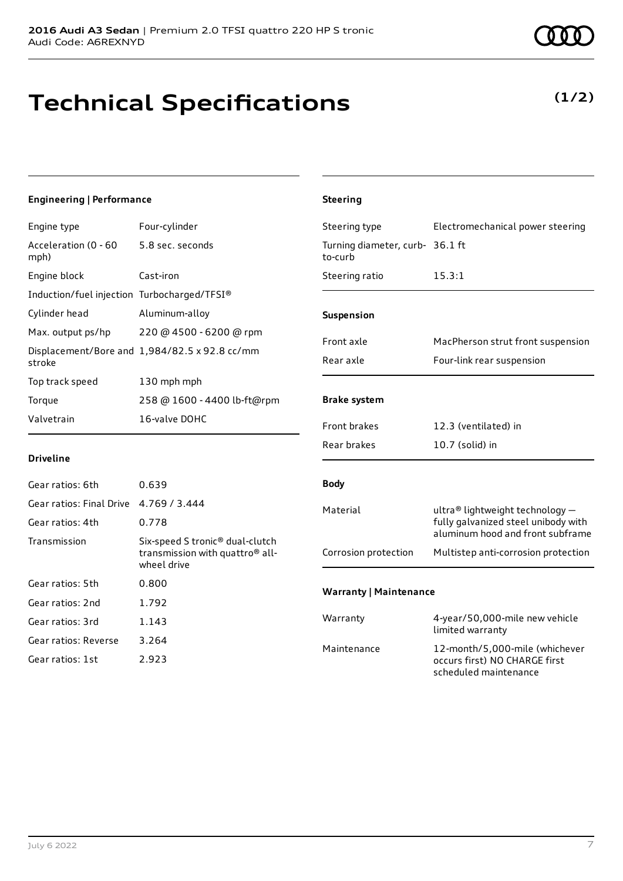# Technical Specifications

**(1/2)**

### Engineering | Performance

| | |
|---|---|
| Engine type | Four-cylinder |
| Acceleration (0 - 60 mph) | 5.8 sec. seconds |
| Engine block | Cast-iron |
| Induction/fuel injection | Turbocharged/TFSI® |
| Cylinder head | Aluminum-alloy |
| Max. output ps/hp | 220 @ 4500 - 6200 @ rpm |
| Displacement/Bore and stroke | 1,984/82.5 x 92.8 cc/mm |
| Top track speed | 130 mph mph |
| Torque | 258 @ 1600 - 4400 lb-ft@rpm |
| Valvetrain | 16-valve DOHC |

### Driveline

| | |
|---|---|
| Gear ratios: 6th | 0.639 |
| Gear ratios: Final Drive | 4.769 / 3.444 |
| Gear ratios: 4th | 0.778 |
| Transmission | Six-speed S tronic® dual-clutch transmission with quattro® all-wheel drive |
| Gear ratios: 5th | 0.800 |
| Gear ratios: 2nd | 1.792 |
| Gear ratios: 3rd | 1.143 |
| Gear ratios: Reverse | 3.264 |
| Gear ratios: 1st | 2.923 |

### Steering

| | |
|---|---|
| Steering type | Electromechanical power steering |
| Turning diameter, curb-to-curb | 36.1 ft |
| Steering ratio | 15.3:1 |

### Suspension

| | |
|---|---|
| Front axle | MacPherson strut front suspension |
| Rear axle | Four-link rear suspension |

### Brake system

| | |
|---|---|
| Front brakes | 12.3 (ventilated) in |
| Rear brakes | 10.7 (solid) in |

### Body

| | |
|---|---|
| Material | ultra® lightweight technology — fully galvanized steel unibody with aluminum hood and front subframe |
| Corrosion protection | Multistep anti-corrosion protection |

### Warranty | Maintenance

| | |
|---|---|
| Warranty | 4-year/50,000-mile new vehicle limited warranty |
| Maintenance | 12-month/5,000-mile (whichever occurs first) NO CHARGE first scheduled maintenance |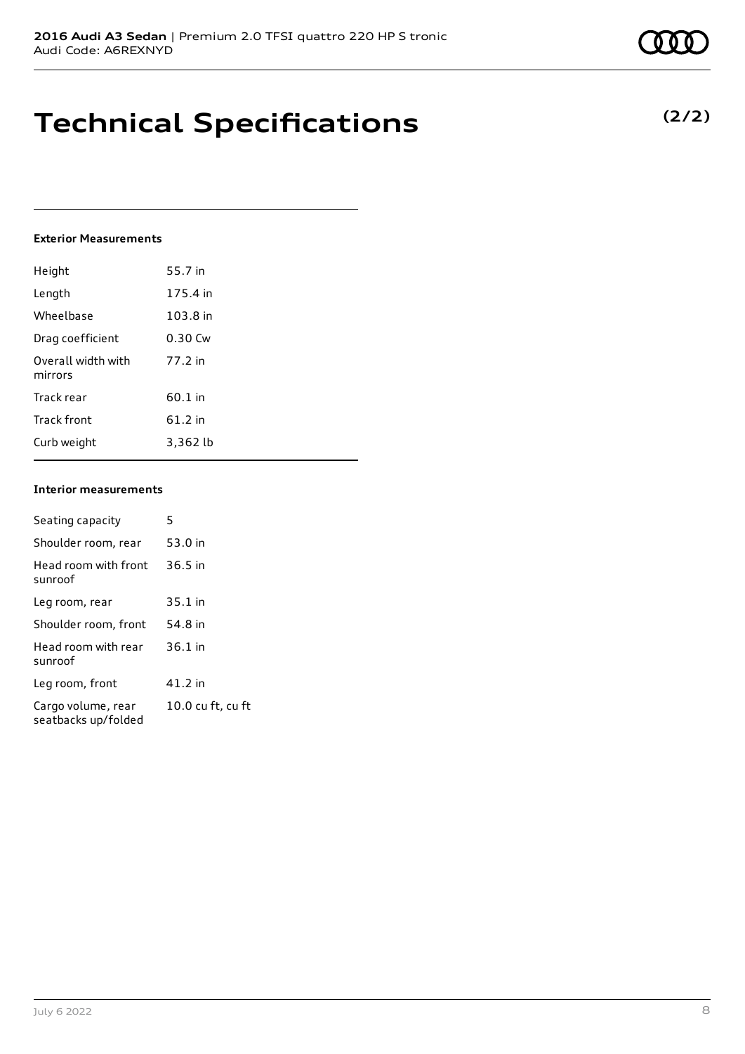# Technical Specifications

**(2/2)**

**Exterior Measurements**

| | |
|---|---|
| Height | 55.7 in |
| Length | 175.4 in |
| Wheelbase | 103.8 in |
| Drag coefficient | 0.30 Cw |
| Overall width with mirrors | 77.2 in |
| Track rear | 60.1 in |
| Track front | 61.2 in |
| Curb weight | 3,362 lb |

**Interior measurements**

| | |
|---|---|
| Seating capacity | 5 |
| Shoulder room, rear | 53.0 in |
| Head room with front sunroof | 36.5 in |
| Leg room, rear | 35.1 in |
| Shoulder room, front | 54.8 in |
| Head room with rear sunroof | 36.1 in |
| Leg room, front | 41.2 in |
| Cargo volume, rear seatbacks up/folded | 10.0 cu ft, cu ft |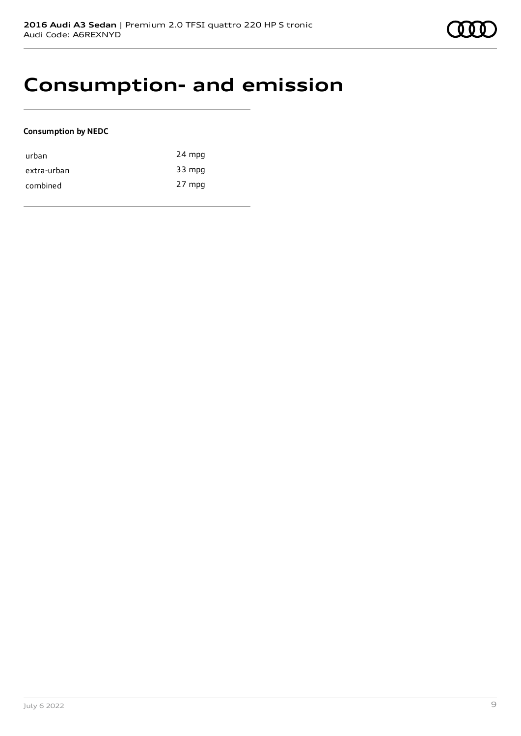# Consumption- and emission

**Consumption by NEDC**

| | |
|---|---|
| urban | 24 mpg |
| extra-urban | 33 mpg |
| combined | 27 mpg |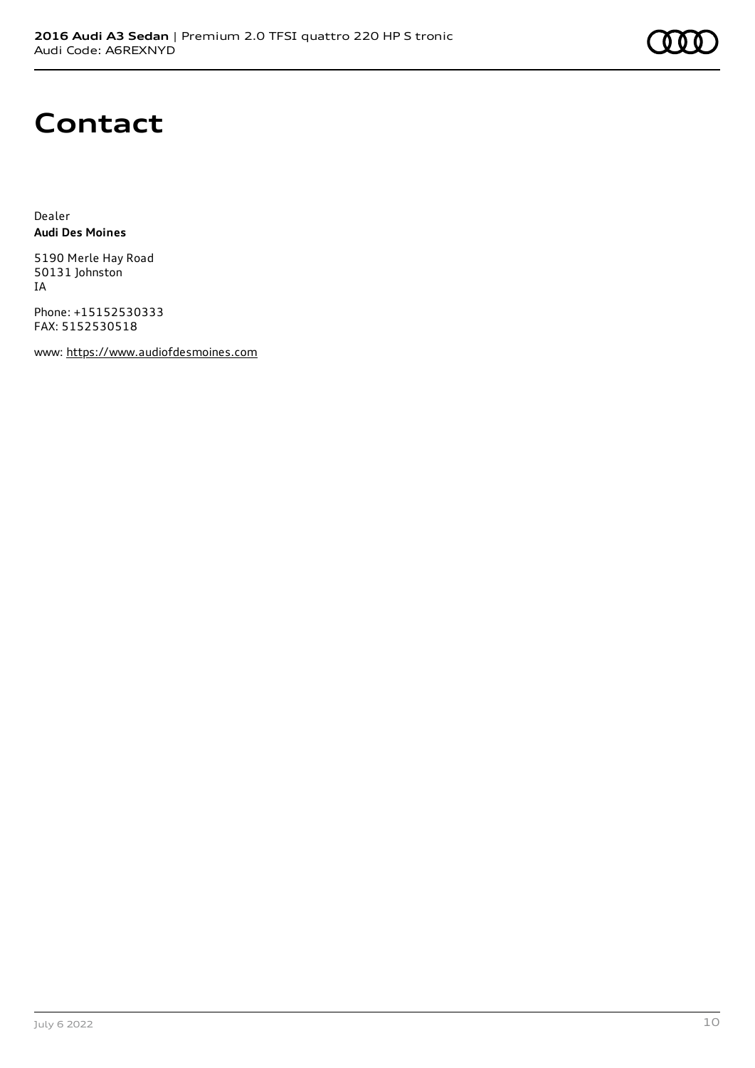# Contact

Dealer
**Audi Des Moines**

5190 Merle Hay Road
50131 Johnston
IA

Phone: +15152530333
FAX: 5152530518

www: https://www.audiofdesmoines.com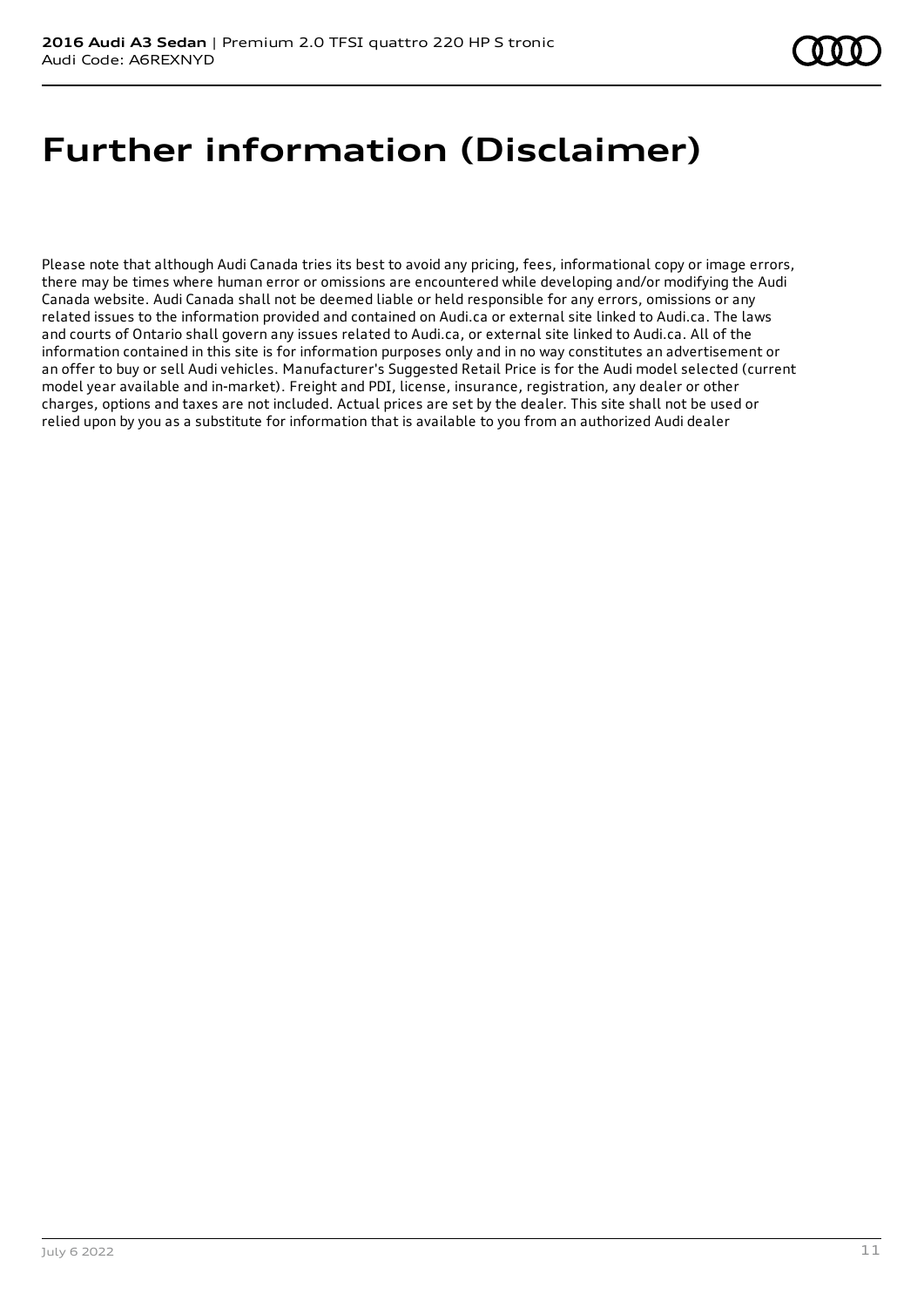# Further information (Disclaimer)

Please note that although Audi Canada tries its best to avoid any pricing, fees, informational copy or image errors, there may be times where human error or omissions are encountered while developing and/or modifying the Audi Canada website. Audi Canada shall not be deemed liable or held responsible for any errors, omissions or any related issues to the information provided and contained on Audi.ca or external site linked to Audi.ca. The laws and courts of Ontario shall govern any issues related to Audi.ca, or external site linked to Audi.ca. All of the information contained in this site is for information purposes only and in no way constitutes an advertisement or an offer to buy or sell Audi vehicles. Manufacturer's Suggested Retail Price is for the Audi model selected (current model year available and in-market). Freight and PDI, license, insurance, registration, any dealer or other charges, options and taxes are not included. Actual prices are set by the dealer. This site shall not be used or relied upon by you as a substitute for information that is available to you from an authorized Audi dealer